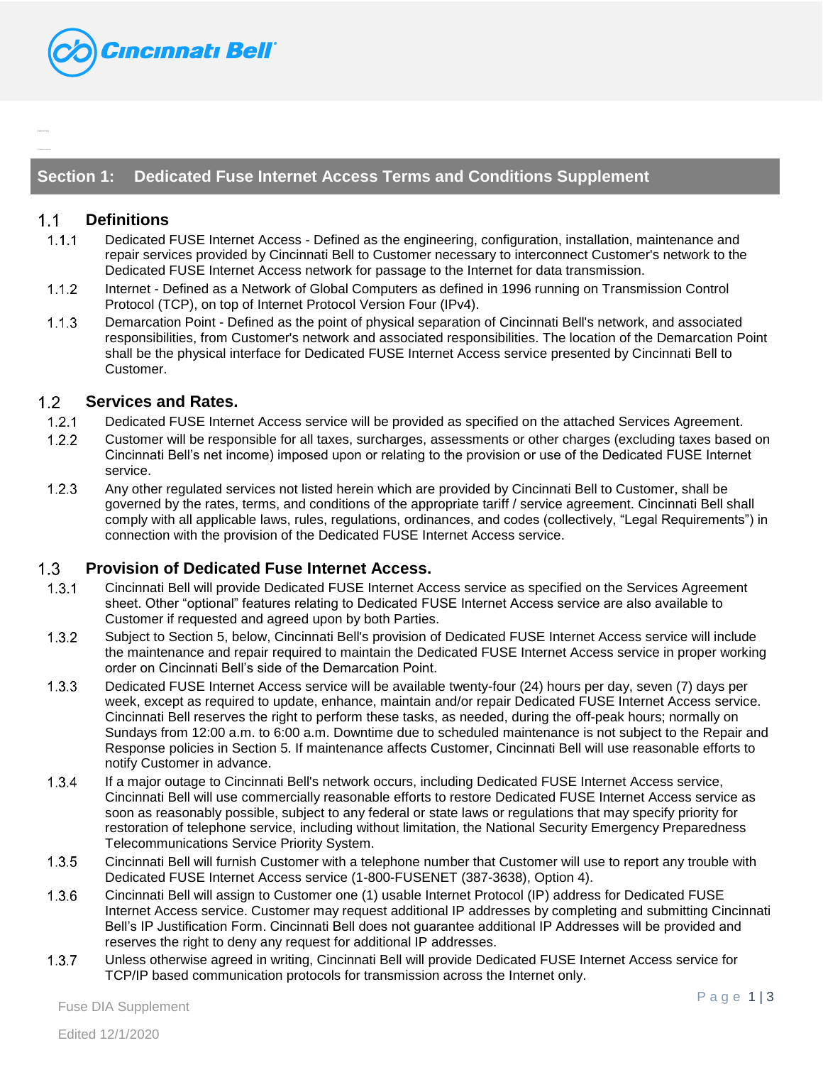## Section 1: Dedicated Fuse Internet Access Terms and Conditions Supplement

### 1.1 Definitions

1.1.1 Dedicated FUSE Internet Access - Defined as the engineering, configuration, installation, maintenance and repair services provided by Cincinnati Bell to Customer necessary to interconnect Customer's network to the Dedicated FUSE Internet Access network for passage to the Internet for data transmission.

1.1.2 Internet - Defined as a Network of Global Computers as defined in 1996 running on Transmission Control Protocol (TCP), on top of Internet Protocol Version Four (IPv4).

1.1.3 Demarcation Point - Defined as the point of physical separation of Cincinnati Bell's network, and associated responsibilities, from Customer's network and associated responsibilities. The location of the Demarcation Point shall be the physical interface for Dedicated FUSE Internet Access service presented by Cincinnati Bell to Customer.

### 1.2 Services and Rates.

1.2.1 Dedicated FUSE Internet Access service will be provided as specified on the attached Services Agreement.

1.2.2 Customer will be responsible for all taxes, surcharges, assessments or other charges (excluding taxes based on Cincinnati Bell's net income) imposed upon or relating to the provision or use of the Dedicated FUSE Internet service.

1.2.3 Any other regulated services not listed herein which are provided by Cincinnati Bell to Customer, shall be governed by the rates, terms, and conditions of the appropriate tariff / service agreement. Cincinnati Bell shall comply with all applicable laws, rules, regulations, ordinances, and codes (collectively, "Legal Requirements") in connection with the provision of the Dedicated FUSE Internet Access service.

### 1.3 Provision of Dedicated Fuse Internet Access.

1.3.1 Cincinnati Bell will provide Dedicated FUSE Internet Access service as specified on the Services Agreement sheet. Other "optional" features relating to Dedicated FUSE Internet Access service are also available to Customer if requested and agreed upon by both Parties.

1.3.2 Subject to Section 5, below, Cincinnati Bell's provision of Dedicated FUSE Internet Access service will include the maintenance and repair required to maintain the Dedicated FUSE Internet Access service in proper working order on Cincinnati Bell's side of the Demarcation Point.

1.3.3 Dedicated FUSE Internet Access service will be available twenty-four (24) hours per day, seven (7) days per week, except as required to update, enhance, maintain and/or repair Dedicated FUSE Internet Access service. Cincinnati Bell reserves the right to perform these tasks, as needed, during the off-peak hours; normally on Sundays from 12:00 a.m. to 6:00 a.m. Downtime due to scheduled maintenance is not subject to the Repair and Response policies in Section 5. If maintenance affects Customer, Cincinnati Bell will use reasonable efforts to notify Customer in advance.

1.3.4 If a major outage to Cincinnati Bell's network occurs, including Dedicated FUSE Internet Access service, Cincinnati Bell will use commercially reasonable efforts to restore Dedicated FUSE Internet Access service as soon as reasonably possible, subject to any federal or state laws or regulations that may specify priority for restoration of telephone service, including without limitation, the National Security Emergency Preparedness Telecommunications Service Priority System.

1.3.5 Cincinnati Bell will furnish Customer with a telephone number that Customer will use to report any trouble with Dedicated FUSE Internet Access service (1-800-FUSENET (387-3638), Option 4).

1.3.6 Cincinnati Bell will assign to Customer one (1) usable Internet Protocol (IP) address for Dedicated FUSE Internet Access service. Customer may request additional IP addresses by completing and submitting Cincinnati Bell's IP Justification Form. Cincinnati Bell does not guarantee additional IP Addresses will be provided and reserves the right to deny any request for additional IP addresses.

1.3.7 Unless otherwise agreed in writing, Cincinnati Bell will provide Dedicated FUSE Internet Access service for TCP/IP based communication protocols for transmission across the Internet only.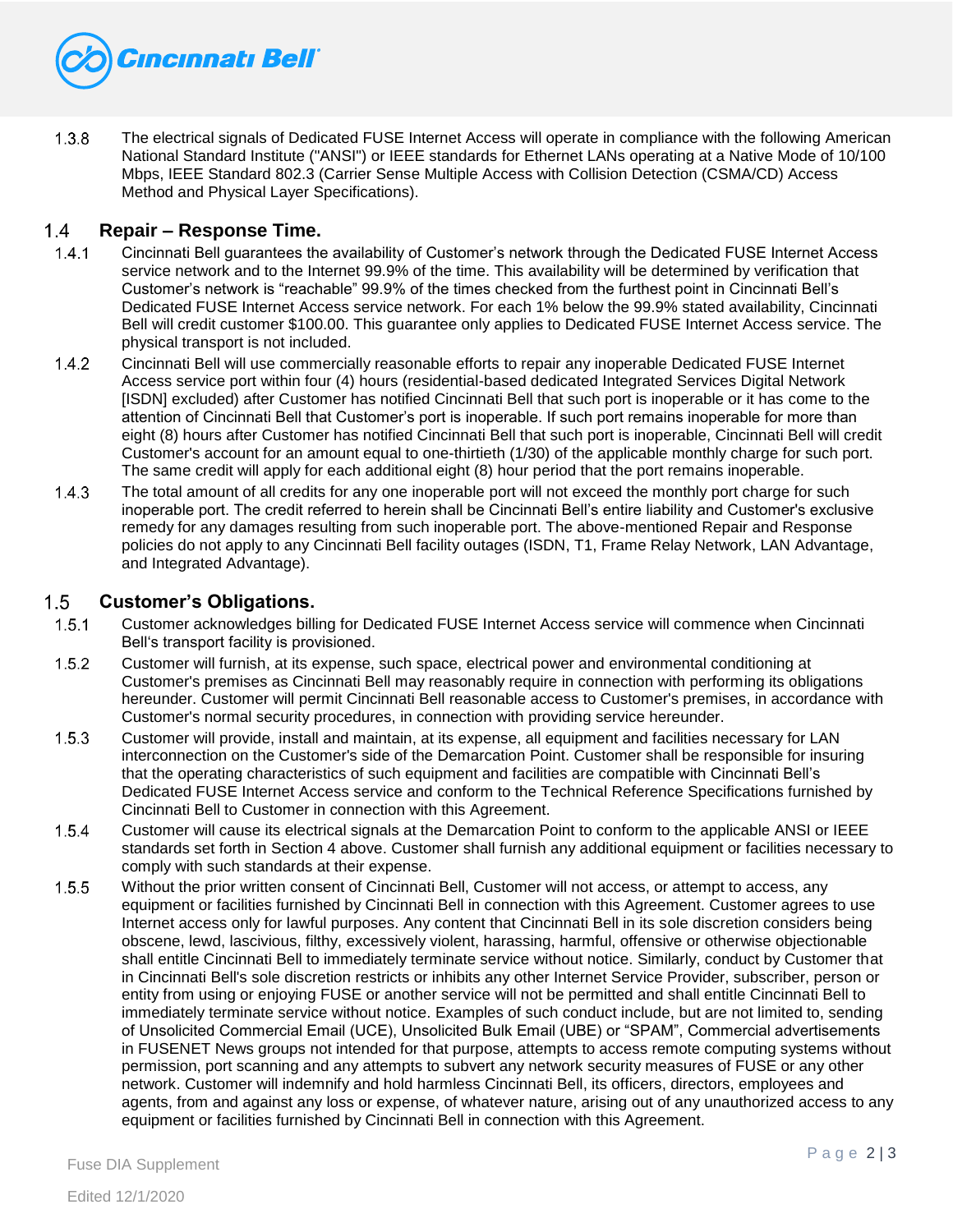1.3.8 The electrical signals of Dedicated FUSE Internet Access will operate in compliance with the following American National Standard Institute ("ANSI") or IEEE standards for Ethernet LANs operating at a Native Mode of 10/100 Mbps, IEEE Standard 802.3 (Carrier Sense Multiple Access with Collision Detection (CSMA/CD) Access Method and Physical Layer Specifications).

## 1.4 Repair – Response Time.

1.4.1 Cincinnati Bell guarantees the availability of Customer's network through the Dedicated FUSE Internet Access service network and to the Internet 99.9% of the time. This availability will be determined by verification that Customer's network is "reachable" 99.9% of the times checked from the furthest point in Cincinnati Bell's Dedicated FUSE Internet Access service network. For each 1% below the 99.9% stated availability, Cincinnati Bell will credit customer $100.00. This guarantee only applies to Dedicated FUSE Internet Access service. The physical transport is not included.

1.4.2 Cincinnati Bell will use commercially reasonable efforts to repair any inoperable Dedicated FUSE Internet Access service port within four (4) hours (residential-based dedicated Integrated Services Digital Network [ISDN] excluded) after Customer has notified Cincinnati Bell that such port is inoperable or it has come to the attention of Cincinnati Bell that Customer's port is inoperable. If such port remains inoperable for more than eight (8) hours after Customer has notified Cincinnati Bell that such port is inoperable, Cincinnati Bell will credit Customer's account for an amount equal to one-thirtieth (1/30) of the applicable monthly charge for such port. The same credit will apply for each additional eight (8) hour period that the port remains inoperable.

1.4.3 The total amount of all credits for any one inoperable port will not exceed the monthly port charge for such inoperable port. The credit referred to herein shall be Cincinnati Bell's entire liability and Customer's exclusive remedy for any damages resulting from such inoperable port. The above-mentioned Repair and Response policies do not apply to any Cincinnati Bell facility outages (ISDN, T1, Frame Relay Network, LAN Advantage, and Integrated Advantage).

## 1.5 Customer's Obligations.

1.5.1 Customer acknowledges billing for Dedicated FUSE Internet Access service will commence when Cincinnati Bell's transport facility is provisioned.

1.5.2 Customer will furnish, at its expense, such space, electrical power and environmental conditioning at Customer's premises as Cincinnati Bell may reasonably require in connection with performing its obligations hereunder. Customer will permit Cincinnati Bell reasonable access to Customer's premises, in accordance with Customer's normal security procedures, in connection with providing service hereunder.

1.5.3 Customer will provide, install and maintain, at its expense, all equipment and facilities necessary for LAN interconnection on the Customer's side of the Demarcation Point. Customer shall be responsible for insuring that the operating characteristics of such equipment and facilities are compatible with Cincinnati Bell's Dedicated FUSE Internet Access service and conform to the Technical Reference Specifications furnished by Cincinnati Bell to Customer in connection with this Agreement.

1.5.4 Customer will cause its electrical signals at the Demarcation Point to conform to the applicable ANSI or IEEE standards set forth in Section 4 above. Customer shall furnish any additional equipment or facilities necessary to comply with such standards at their expense.

1.5.5 Without the prior written consent of Cincinnati Bell, Customer will not access, or attempt to access, any equipment or facilities furnished by Cincinnati Bell in connection with this Agreement. Customer agrees to use Internet access only for lawful purposes. Any content that Cincinnati Bell in its sole discretion considers being obscene, lewd, lascivious, filthy, excessively violent, harassing, harmful, offensive or otherwise objectionable shall entitle Cincinnati Bell to immediately terminate service without notice. Similarly, conduct by Customer that in Cincinnati Bell's sole discretion restricts or inhibits any other Internet Service Provider, subscriber, person or entity from using or enjoying FUSE or another service will not be permitted and shall entitle Cincinnati Bell to immediately terminate service without notice. Examples of such conduct include, but are not limited to, sending of Unsolicited Commercial Email (UCE), Unsolicited Bulk Email (UBE) or "SPAM", Commercial advertisements in FUSENET News groups not intended for that purpose, attempts to access remote computing systems without permission, port scanning and any attempts to subvert any network security measures of FUSE or any other network. Customer will indemnify and hold harmless Cincinnati Bell, its officers, directors, employees and agents, from and against any loss or expense, of whatever nature, arising out of any unauthorized access to any equipment or facilities furnished by Cincinnati Bell in connection with this Agreement.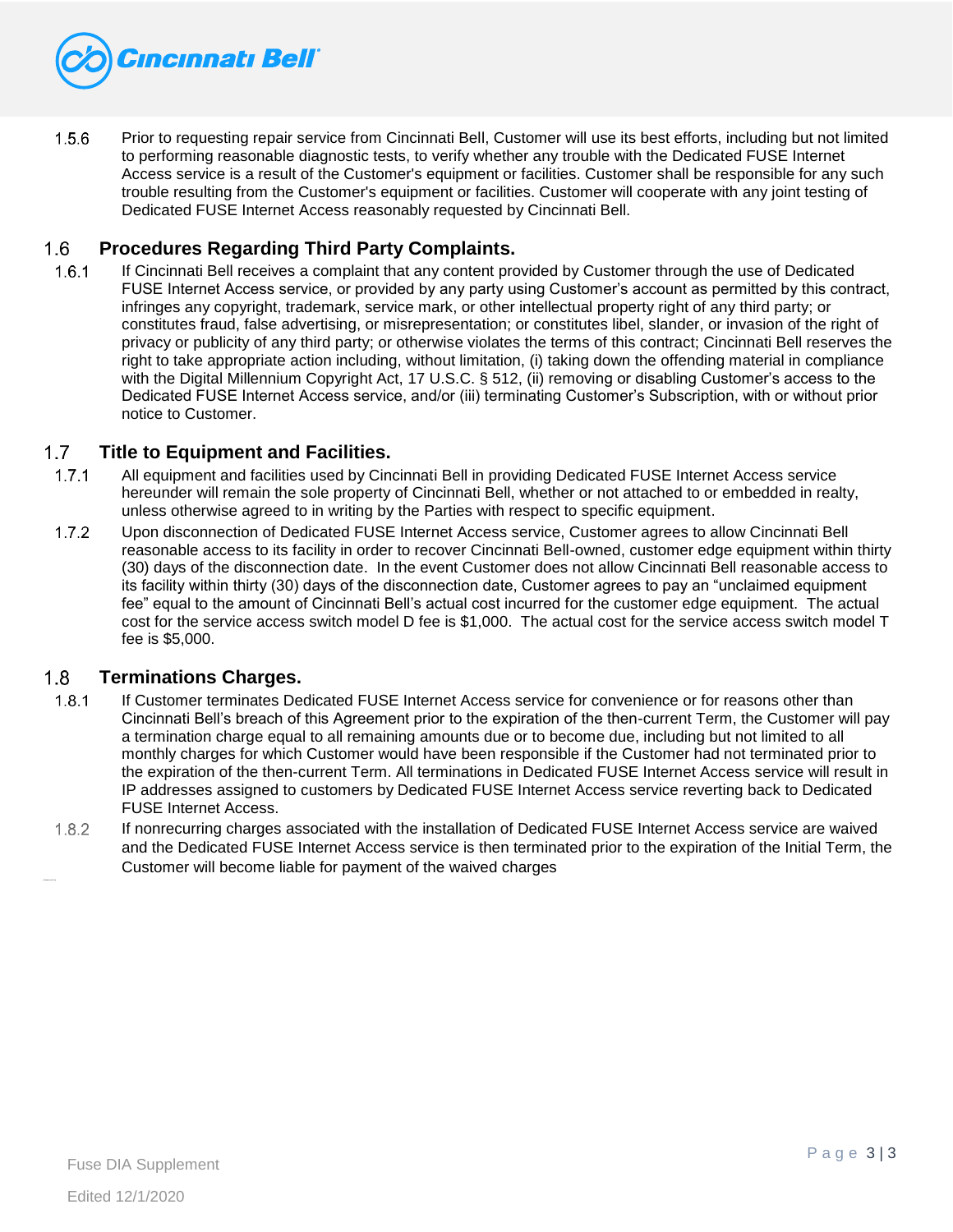1.5.6 Prior to requesting repair service from Cincinnati Bell, Customer will use its best efforts, including but not limited to performing reasonable diagnostic tests, to verify whether any trouble with the Dedicated FUSE Internet Access service is a result of the Customer's equipment or facilities. Customer shall be responsible for any such trouble resulting from the Customer's equipment or facilities. Customer will cooperate with any joint testing of Dedicated FUSE Internet Access reasonably requested by Cincinnati Bell.

## 1.6 Procedures Regarding Third Party Complaints.

1.6.1 If Cincinnati Bell receives a complaint that any content provided by Customer through the use of Dedicated FUSE Internet Access service, or provided by any party using Customer's account as permitted by this contract, infringes any copyright, trademark, service mark, or other intellectual property right of any third party; or constitutes fraud, false advertising, or misrepresentation; or constitutes libel, slander, or invasion of the right of privacy or publicity of any third party; or otherwise violates the terms of this contract; Cincinnati Bell reserves the right to take appropriate action including, without limitation, (i) taking down the offending material in compliance with the Digital Millennium Copyright Act, 17 U.S.C. § 512, (ii) removing or disabling Customer's access to the Dedicated FUSE Internet Access service, and/or (iii) terminating Customer's Subscription, with or without prior notice to Customer.

## 1.7 Title to Equipment and Facilities.

1.7.1 All equipment and facilities used by Cincinnati Bell in providing Dedicated FUSE Internet Access service hereunder will remain the sole property of Cincinnati Bell, whether or not attached to or embedded in realty, unless otherwise agreed to in writing by the Parties with respect to specific equipment.

1.7.2 Upon disconnection of Dedicated FUSE Internet Access service, Customer agrees to allow Cincinnati Bell reasonable access to its facility in order to recover Cincinnati Bell-owned, customer edge equipment within thirty (30) days of the disconnection date. In the event Customer does not allow Cincinnati Bell reasonable access to its facility within thirty (30) days of the disconnection date, Customer agrees to pay an "unclaimed equipment fee" equal to the amount of Cincinnati Bell's actual cost incurred for the customer edge equipment. The actual cost for the service access switch model D fee is $1,000. The actual cost for the service access switch model T fee is $5,000.

## 1.8 Terminations Charges.

1.8.1 If Customer terminates Dedicated FUSE Internet Access service for convenience or for reasons other than Cincinnati Bell's breach of this Agreement prior to the expiration of the then-current Term, the Customer will pay a termination charge equal to all remaining amounts due or to become due, including but not limited to all monthly charges for which Customer would have been responsible if the Customer had not terminated prior to the expiration of the then-current Term. All terminations in Dedicated FUSE Internet Access service will result in IP addresses assigned to customers by Dedicated FUSE Internet Access service reverting back to Dedicated FUSE Internet Access.

1.8.2 If nonrecurring charges associated with the installation of Dedicated FUSE Internet Access service are waived and the Dedicated FUSE Internet Access service is then terminated prior to the expiration of the Initial Term, the Customer will become liable for payment of the waived charges